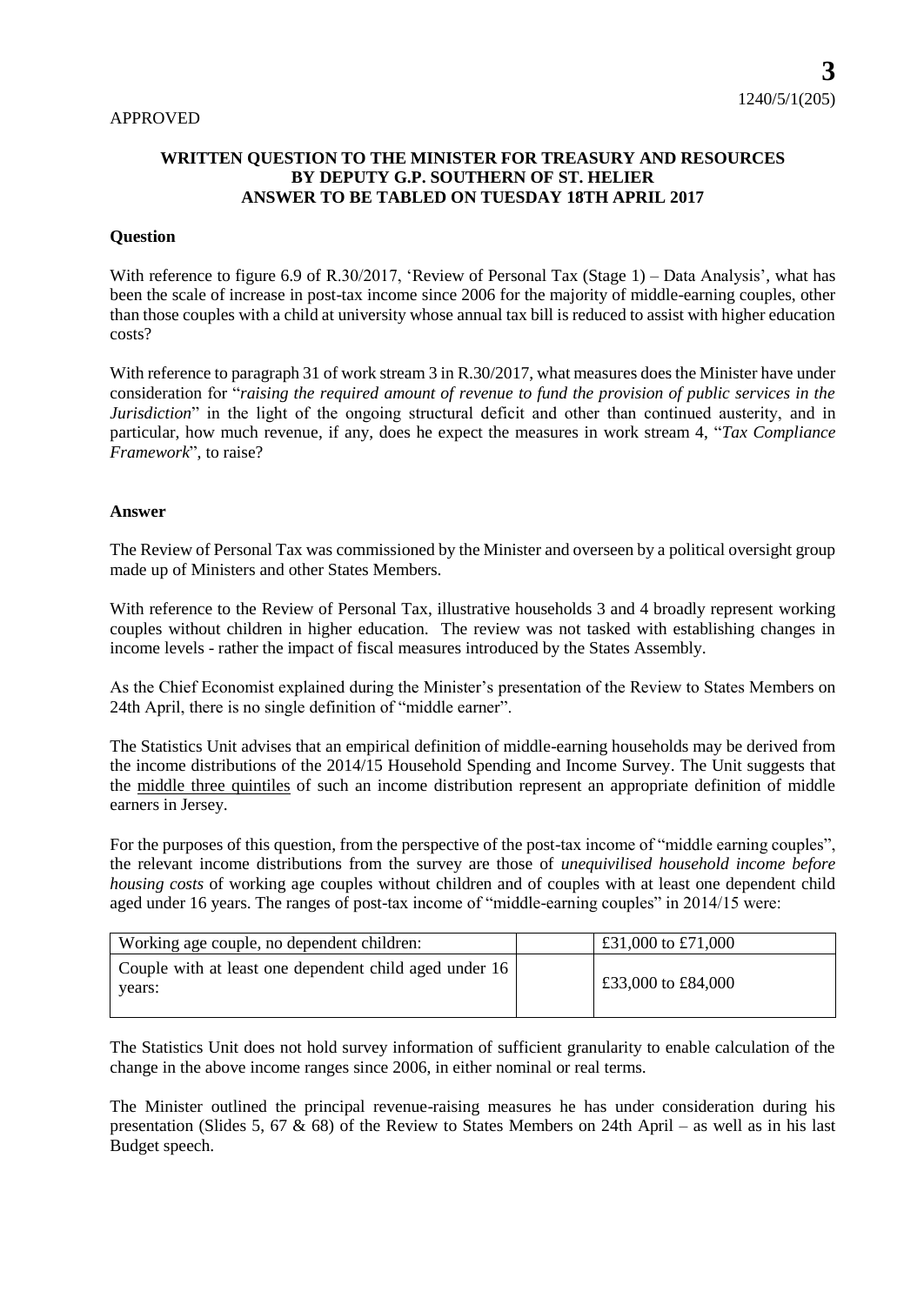APPROVED

**3**
1240/5/1(205)

**WRITTEN QUESTION TO THE MINISTER FOR TREASURY AND RESOURCES BY DEPUTY G.P. SOUTHERN OF ST. HELIER ANSWER TO BE TABLED ON TUESDAY 18TH APRIL 2017**

**Question**

With reference to figure 6.9 of R.30/2017, 'Review of Personal Tax (Stage 1) – Data Analysis', what has been the scale of increase in post-tax income since 2006 for the majority of middle-earning couples, other than those couples with a child at university whose annual tax bill is reduced to assist with higher education costs?

With reference to paragraph 31 of work stream 3 in R.30/2017, what measures does the Minister have under consideration for "*raising the required amount of revenue to fund the provision of public services in the Jurisdiction*" in the light of the ongoing structural deficit and other than continued austerity, and in particular, how much revenue, if any, does he expect the measures in work stream 4, "*Tax Compliance Framework*", to raise?

**Answer**

The Review of Personal Tax was commissioned by the Minister and overseen by a political oversight group made up of Ministers and other States Members.

With reference to the Review of Personal Tax, illustrative households 3 and 4 broadly represent working couples without children in higher education. The review was not tasked with establishing changes in income levels - rather the impact of fiscal measures introduced by the States Assembly.

As the Chief Economist explained during the Minister's presentation of the Review to States Members on 24th April, there is no single definition of "middle earner".

The Statistics Unit advises that an empirical definition of middle-earning households may be derived from the income distributions of the 2014/15 Household Spending and Income Survey. The Unit suggests that the middle three quintiles of such an income distribution represent an appropriate definition of middle earners in Jersey.

For the purposes of this question, from the perspective of the post-tax income of "middle earning couples", the relevant income distributions from the survey are those of *unequivilised household income before housing costs* of working age couples without children and of couples with at least one dependent child aged under 16 years. The ranges of post-tax income of "middle-earning couples" in 2014/15 were:

| Working age couple, no dependent children: | | £31,000 to £71,000 |
|---|---|---|
| Couple with at least one dependent child aged under 16 years: | | £33,000 to £84,000 |

The Statistics Unit does not hold survey information of sufficient granularity to enable calculation of the change in the above income ranges since 2006, in either nominal or real terms.

The Minister outlined the principal revenue-raising measures he has under consideration during his presentation (Slides 5, 67 & 68) of the Review to States Members on 24th April – as well as in his last Budget speech.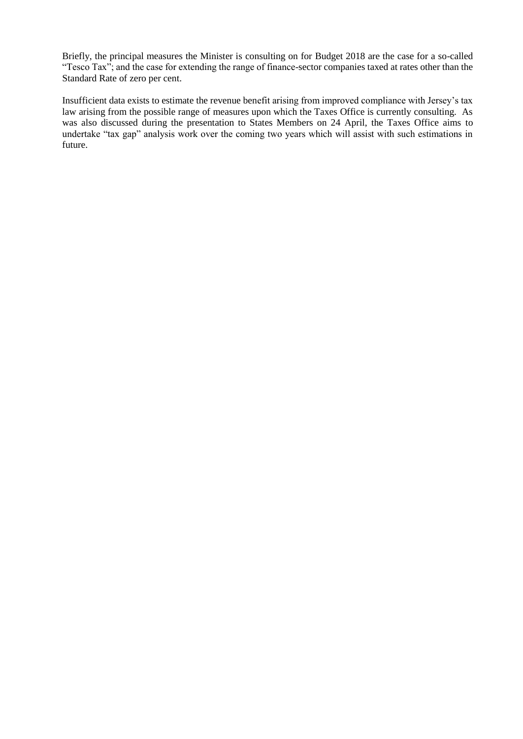Briefly, the principal measures the Minister is consulting on for Budget 2018 are the case for a so-called "Tesco Tax"; and the case for extending the range of finance-sector companies taxed at rates other than the Standard Rate of zero per cent.

Insufficient data exists to estimate the revenue benefit arising from improved compliance with Jersey's tax law arising from the possible range of measures upon which the Taxes Office is currently consulting. As was also discussed during the presentation to States Members on 24 April, the Taxes Office aims to undertake "tax gap" analysis work over the coming two years which will assist with such estimations in future.